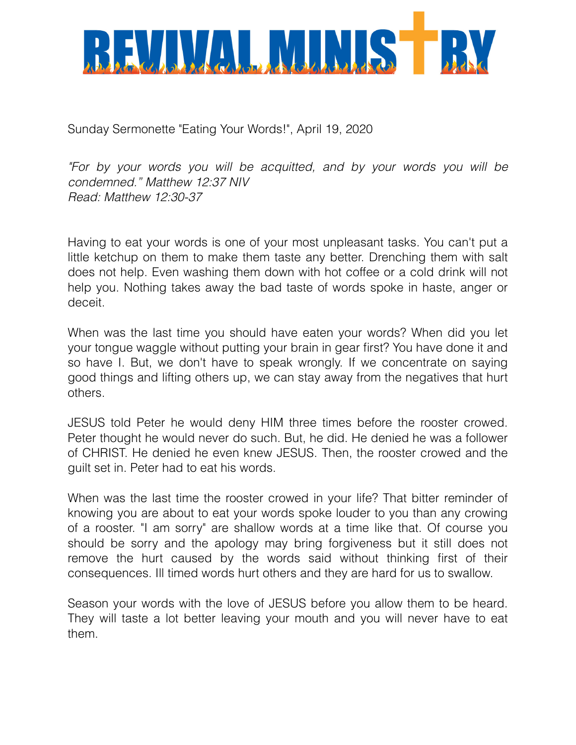# REVIVAL MINISTRY

Sunday Sermonette "Eating Your Words!", April 19, 2020

*"For by your words you will be acquitted, and by your words you will be condemned." Matthew 12:37 NIV*
*Read: Matthew 12:30-37*

Having to eat your words is one of your most unpleasant tasks. You can't put a little ketchup on them to make them taste any better. Drenching them with salt does not help. Even washing them down with hot coffee or a cold drink will not help you. Nothing takes away the bad taste of words spoke in haste, anger or deceit.

When was the last time you should have eaten your words? When did you let your tongue waggle without putting your brain in gear first? You have done it and so have I. But, we don't have to speak wrongly. If we concentrate on saying good things and lifting others up, we can stay away from the negatives that hurt others.

JESUS told Peter he would deny HIM three times before the rooster crowed. Peter thought he would never do such. But, he did. He denied he was a follower of CHRIST. He denied he even knew JESUS. Then, the rooster crowed and the guilt set in. Peter had to eat his words.

When was the last time the rooster crowed in your life? That bitter reminder of knowing you are about to eat your words spoke louder to you than any crowing of a rooster. "I am sorry" are shallow words at a time like that. Of course you should be sorry and the apology may bring forgiveness but it still does not remove the hurt caused by the words said without thinking first of their consequences. Ill timed words hurt others and they are hard for us to swallow.

Season your words with the love of JESUS before you allow them to be heard. They will taste a lot better leaving your mouth and you will never have to eat them.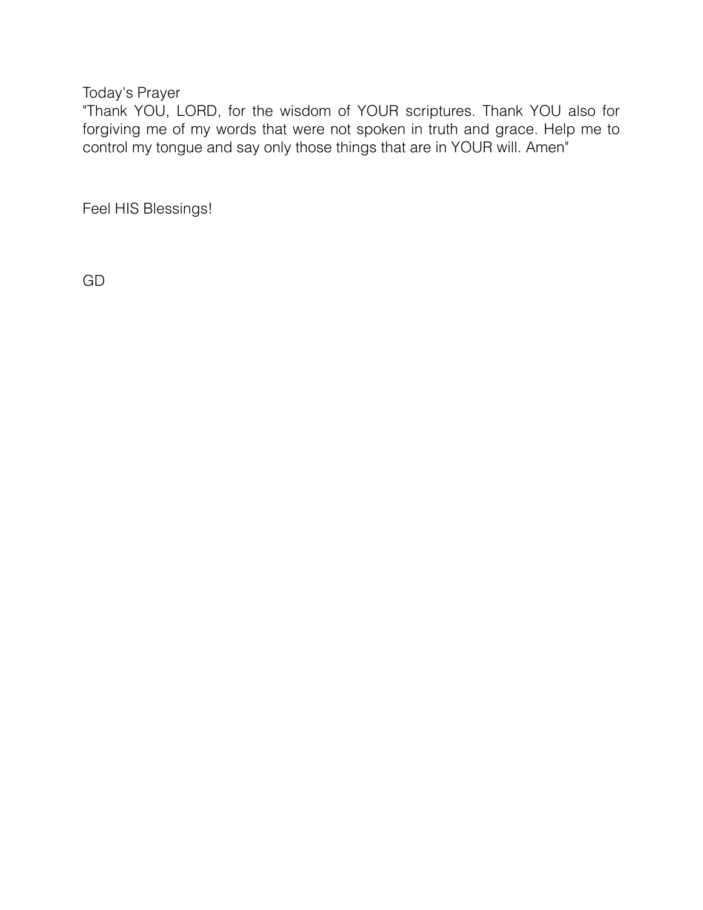Today's Prayer
"Thank YOU, LORD, for the wisdom of YOUR scriptures. Thank YOU also for forgiving me of my words that were not spoken in truth and grace. Help me to control my tongue and say only those things that are in YOUR will. Amen"

Feel HIS Blessings!

GD